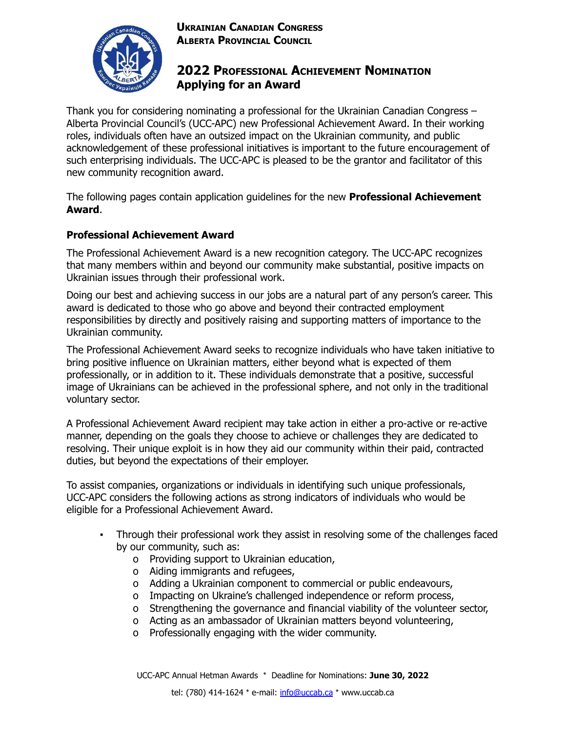**UKRAINIAN CANADIAN CONGRESS**
**ALBERTA PROVINCIAL COUNCIL**

## 2022 PROFESSIONAL ACHIEVEMENT NOMINATION
## Applying for an Award

Thank you for considering nominating a professional for the Ukrainian Canadian Congress – Alberta Provincial Council's (UCC-APC) new Professional Achievement Award. In their working roles, individuals often have an outsized impact on the Ukrainian community, and public acknowledgement of these professional initiatives is important to the future encouragement of such enterprising individuals. The UCC-APC is pleased to be the grantor and facilitator of this new community recognition award.

The following pages contain application guidelines for the new **Professional Achievement Award**.

### Professional Achievement Award

The Professional Achievement Award is a new recognition category. The UCC-APC recognizes that many members within and beyond our community make substantial, positive impacts on Ukrainian issues through their professional work.

Doing our best and achieving success in our jobs are a natural part of any person's career. This award is dedicated to those who go above and beyond their contracted employment responsibilities by directly and positively raising and supporting matters of importance to the Ukrainian community.

The Professional Achievement Award seeks to recognize individuals who have taken initiative to bring positive influence on Ukrainian matters, either beyond what is expected of them professionally, or in addition to it. These individuals demonstrate that a positive, successful image of Ukrainians can be achieved in the professional sphere, and not only in the traditional voluntary sector.

A Professional Achievement Award recipient may take action in either a pro-active or re-active manner, depending on the goals they choose to achieve or challenges they are dedicated to resolving. Their unique exploit is in how they aid our community within their paid, contracted duties, but beyond the expectations of their employer.

To assist companies, organizations or individuals in identifying such unique professionals, UCC-APC considers the following actions as strong indicators of individuals who would be eligible for a Professional Achievement Award.

- Through their professional work they assist in resolving some of the challenges faced by our community, such as:
  - Providing support to Ukrainian education,
  - Aiding immigrants and refugees,
  - Adding a Ukrainian component to commercial or public endeavours,
  - Impacting on Ukraine's challenged independence or reform process,
  - Strengthening the governance and financial viability of the volunteer sector,
  - Acting as an ambassador of Ukrainian matters beyond volunteering,
  - Professionally engaging with the wider community.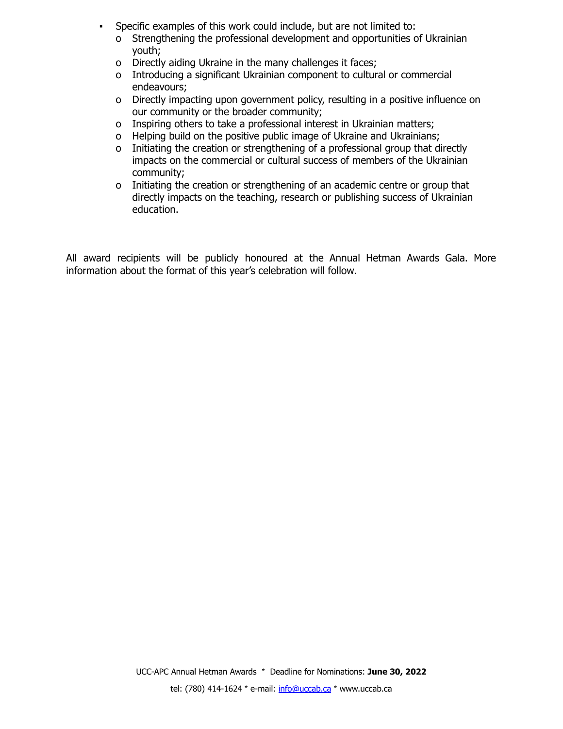- Specific examples of this work could include, but are not limited to:
  - Strengthening the professional development and opportunities of Ukrainian youth;
  - Directly aiding Ukraine in the many challenges it faces;
  - Introducing a significant Ukrainian component to cultural or commercial endeavours;
  - Directly impacting upon government policy, resulting in a positive influence on our community or the broader community;
  - Inspiring others to take a professional interest in Ukrainian matters;
  - Helping build on the positive public image of Ukraine and Ukrainians;
  - Initiating the creation or strengthening of a professional group that directly impacts on the commercial or cultural success of members of the Ukrainian community;
  - Initiating the creation or strengthening of an academic centre or group that directly impacts on the teaching, research or publishing success of Ukrainian education.

All award recipients will be publicly honoured at the Annual Hetman Awards Gala. More information about the format of this year's celebration will follow.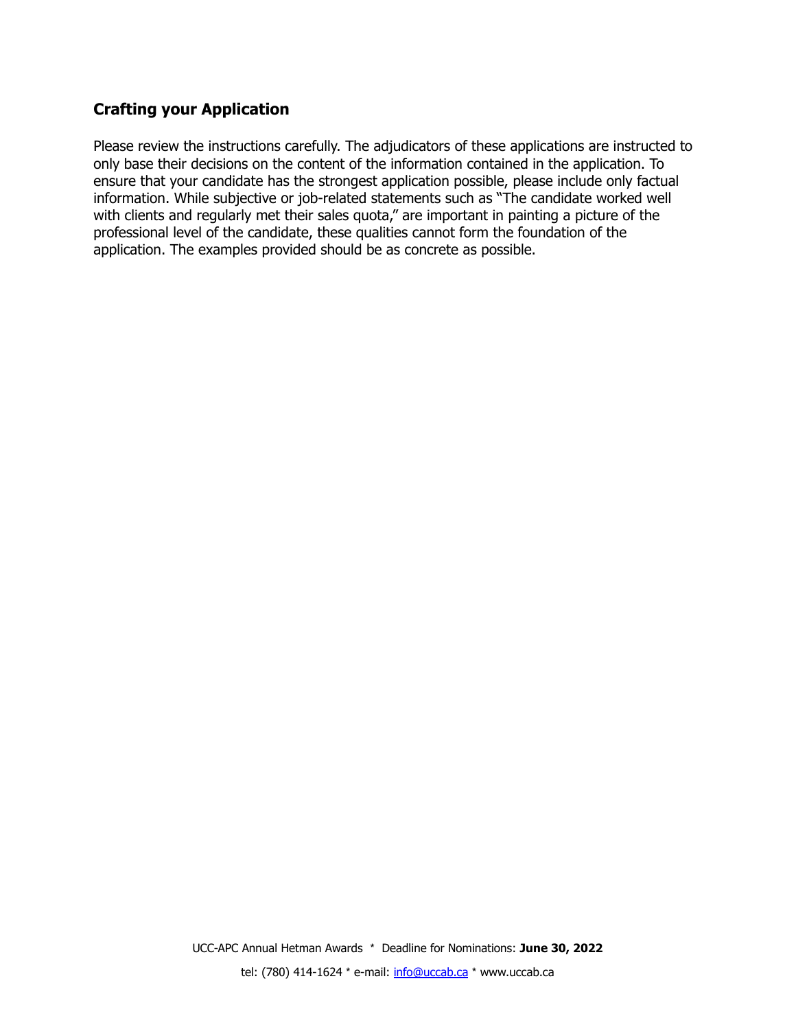## Crafting your Application

Please review the instructions carefully. The adjudicators of these applications are instructed to only base their decisions on the content of the information contained in the application. To ensure that your candidate has the strongest application possible, please include only factual information. While subjective or job-related statements such as "The candidate worked well with clients and regularly met their sales quota," are important in painting a picture of the professional level of the candidate, these qualities cannot form the foundation of the application. The examples provided should be as concrete as possible.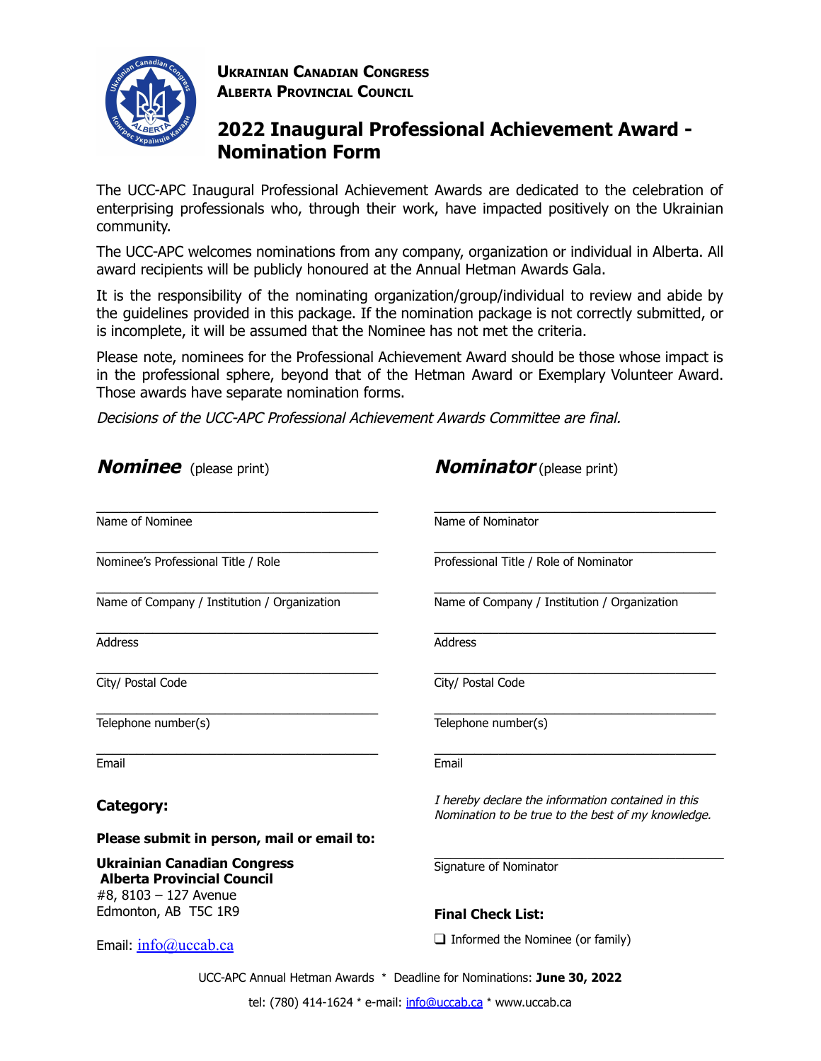**Ukrainian Canadian Congress**
**Alberta Provincial Council**

# 2022 Inaugural Professional Achievement Award - Nomination Form

The UCC-APC Inaugural Professional Achievement Awards are dedicated to the celebration of enterprising professionals who, through their work, have impacted positively on the Ukrainian community.

The UCC-APC welcomes nominations from any company, organization or individual in Alberta. All award recipients will be publicly honoured at the Annual Hetman Awards Gala.

It is the responsibility of the nominating organization/group/individual to review and abide by the guidelines provided in this package. If the nomination package is not correctly submitted, or is incomplete, it will be assumed that the Nominee has not met the criteria.

Please note, nominees for the Professional Achievement Award should be those whose impact is in the professional sphere, beyond that of the Hetman Award or Exemplary Volunteer Award. Those awards have separate nomination forms.

*Decisions of the UCC-APC Professional Achievement Awards Committee are final.*

## ***Nominee*** (please print)

\_\_\_\_\_\_\_\_\_\_\_\_\_\_\_\_\_\_\_\_\_\_\_\_\_\_\_\_\_\_\_\_\_\_\_\_\_\_
Name of Nominee

\_\_\_\_\_\_\_\_\_\_\_\_\_\_\_\_\_\_\_\_\_\_\_\_\_\_\_\_\_\_\_\_\_\_\_\_\_\_
Nominee's Professional Title / Role

\_\_\_\_\_\_\_\_\_\_\_\_\_\_\_\_\_\_\_\_\_\_\_\_\_\_\_\_\_\_\_\_\_\_\_\_\_\_
Name of Company / Institution / Organization

\_\_\_\_\_\_\_\_\_\_\_\_\_\_\_\_\_\_\_\_\_\_\_\_\_\_\_\_\_\_\_\_\_\_\_\_\_\_
Address

\_\_\_\_\_\_\_\_\_\_\_\_\_\_\_\_\_\_\_\_\_\_\_\_\_\_\_\_\_\_\_\_\_\_\_\_\_\_
City/ Postal Code

\_\_\_\_\_\_\_\_\_\_\_\_\_\_\_\_\_\_\_\_\_\_\_\_\_\_\_\_\_\_\_\_\_\_\_\_\_\_
Telephone number(s)

\_\_\_\_\_\_\_\_\_\_\_\_\_\_\_\_\_\_\_\_\_\_\_\_\_\_\_\_\_\_\_\_\_\_\_\_\_\_
Email

**Category:**

**Please submit in person, mail or email to:**

**Ukrainian Canadian Congress**
**Alberta Provincial Council**
#8, 8103 – 127 Avenue
Edmonton, AB T5C 1R9

Email: info@uccab.ca

## ***Nominator*** (please print)

\_\_\_\_\_\_\_\_\_\_\_\_\_\_\_\_\_\_\_\_\_\_\_\_\_\_\_\_\_\_\_\_\_\_\_\_\_\_
Name of Nominator

\_\_\_\_\_\_\_\_\_\_\_\_\_\_\_\_\_\_\_\_\_\_\_\_\_\_\_\_\_\_\_\_\_\_\_\_\_\_
Professional Title / Role of Nominator

\_\_\_\_\_\_\_\_\_\_\_\_\_\_\_\_\_\_\_\_\_\_\_\_\_\_\_\_\_\_\_\_\_\_\_\_\_\_
Name of Company / Institution / Organization

\_\_\_\_\_\_\_\_\_\_\_\_\_\_\_\_\_\_\_\_\_\_\_\_\_\_\_\_\_\_\_\_\_\_\_\_\_\_
Address

\_\_\_\_\_\_\_\_\_\_\_\_\_\_\_\_\_\_\_\_\_\_\_\_\_\_\_\_\_\_\_\_\_\_\_\_\_\_
City/ Postal Code

\_\_\_\_\_\_\_\_\_\_\_\_\_\_\_\_\_\_\_\_\_\_\_\_\_\_\_\_\_\_\_\_\_\_\_\_\_\_
Telephone number(s)

\_\_\_\_\_\_\_\_\_\_\_\_\_\_\_\_\_\_\_\_\_\_\_\_\_\_\_\_\_\_\_\_\_\_\_\_\_\_
Email

*I hereby declare the information contained in this Nomination to be true to the best of my knowledge.*

\_\_\_\_\_\_\_\_\_\_\_\_\_\_\_\_\_\_\_\_\_\_\_\_\_\_\_\_\_\_\_\_\_\_\_\_\_\_
Signature of Nominator

**Final Check List:**

❑ Informed the Nominee (or family)

UCC-APC Annual Hetman Awards * Deadline for Nominations: **June 30, 2022**

tel: (780) 414-1624 * e-mail: info@uccab.ca * www.uccab.ca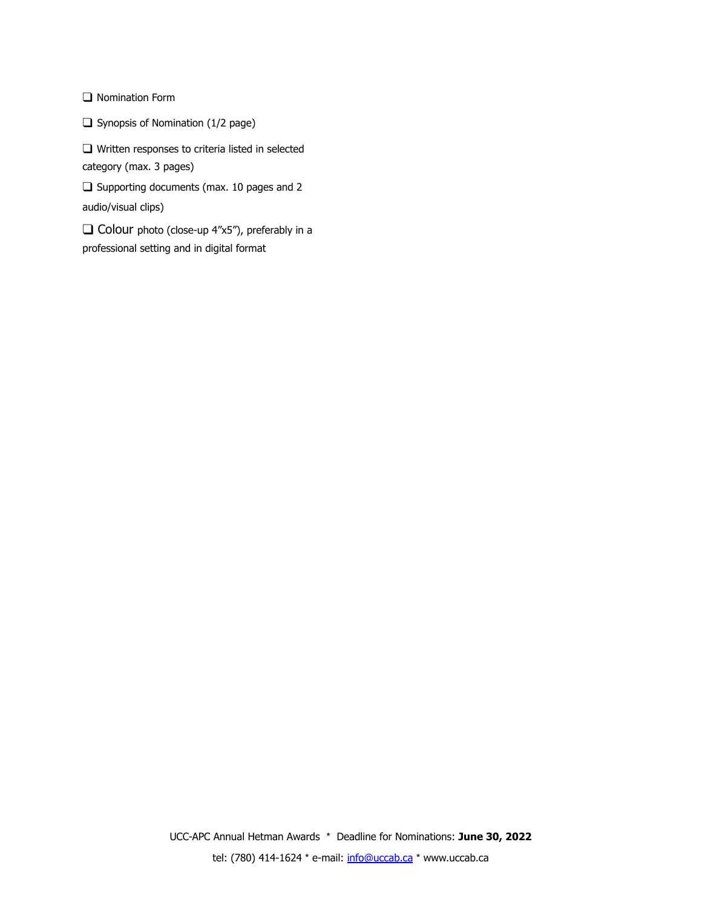❑ Nomination Form

❑ Synopsis of Nomination (1/2 page)

❑ Written responses to criteria listed in selected category (max. 3 pages)

❑ Supporting documents (max. 10 pages and 2 audio/visual clips)

❑ Colour photo (close-up 4"x5"), preferably in a professional setting and in digital format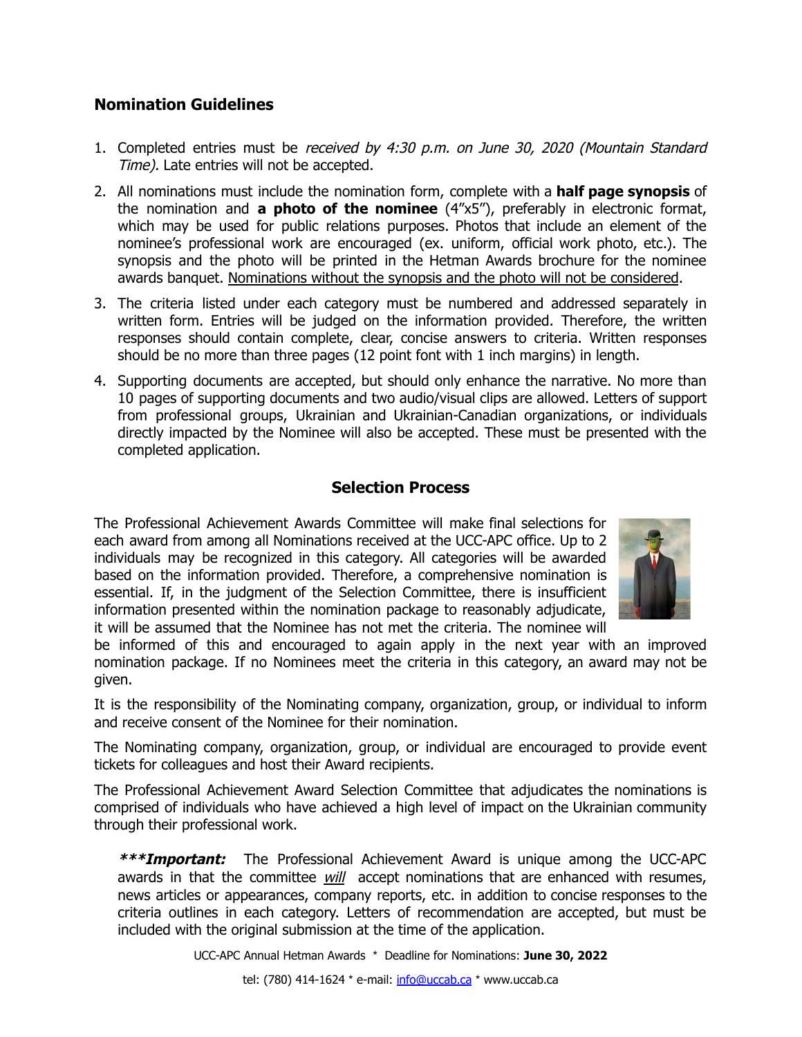## Nomination Guidelines

1. Completed entries must be *received by 4:30 p.m. on June 30, 2020 (Mountain Standard Time).* Late entries will not be accepted.
2. All nominations must include the nomination form, complete with a **half page synopsis** of the nomination and **a photo of the nominee** (4"x5"), preferably in electronic format, which may be used for public relations purposes. Photos that include an element of the nominee's professional work are encouraged (ex. uniform, official work photo, etc.). The synopsis and the photo will be printed in the Hetman Awards brochure for the nominee awards banquet. <u>Nominations without the synopsis and the photo will not be considered</u>.
3. The criteria listed under each category must be numbered and addressed separately in written form. Entries will be judged on the information provided. Therefore, the written responses should contain complete, clear, concise answers to criteria. Written responses should be no more than three pages (12 point font with 1 inch margins) in length.
4. Supporting documents are accepted, but should only enhance the narrative. No more than 10 pages of supporting documents and two audio/visual clips are allowed. Letters of support from professional groups, Ukrainian and Ukrainian-Canadian organizations, or individuals directly impacted by the Nominee will also be accepted. These must be presented with the completed application.

## Selection Process

The Professional Achievement Awards Committee will make final selections for each award from among all Nominations received at the UCC-APC office. Up to 2 individuals may be recognized in this category. All categories will be awarded based on the information provided. Therefore, a comprehensive nomination is essential. If, in the judgment of the Selection Committee, there is insufficient information presented within the nomination package to reasonably adjudicate, it will be assumed that the Nominee has not met the criteria. The nominee will be informed of this and encouraged to again apply in the next year with an improved nomination package. If no Nominees meet the criteria in this category, an award may not be given.

It is the responsibility of the Nominating company, organization, group, or individual to inform and receive consent of the Nominee for their nomination.

The Nominating company, organization, group, or individual are encouraged to provide event tickets for colleagues and host their Award recipients.

The Professional Achievement Award Selection Committee that adjudicates the nominations is comprised of individuals who have achieved a high level of impact on the Ukrainian community through their professional work.

> ***\*\*\*Important:*** The Professional Achievement Award is unique among the UCC-APC awards in that the committee <u>*will*</u> accept nominations that are enhanced with resumes, news articles or appearances, company reports, etc. in addition to concise responses to the criteria outlines in each category. Letters of recommendation are accepted, but must be included with the original submission at the time of the application.

UCC-APC Annual Hetman Awards * Deadline for Nominations: **June 30, 2022**

tel: (780) 414-1624 * e-mail: info@uccab.ca * www.uccab.ca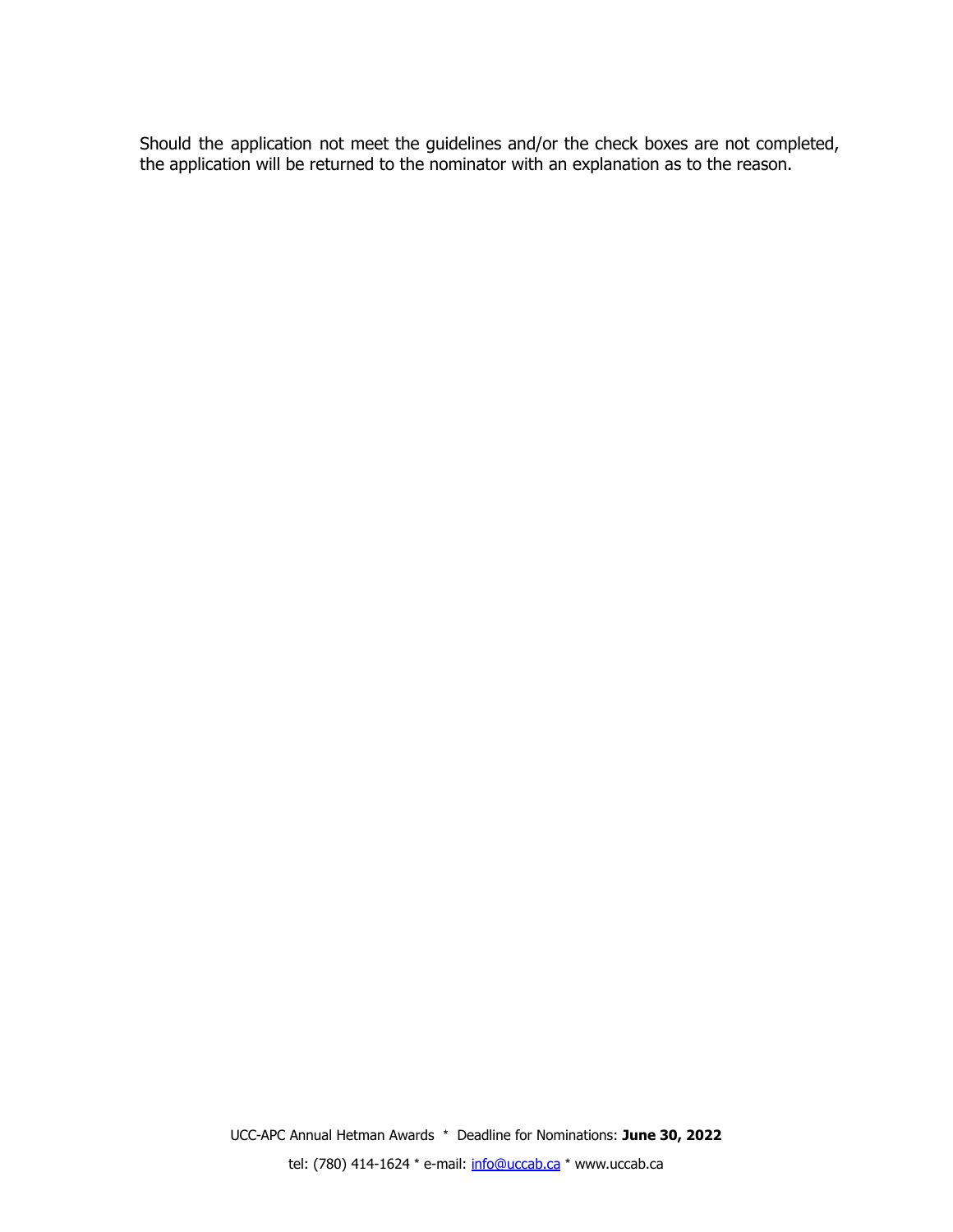Should the application not meet the guidelines and/or the check boxes are not completed, the application will be returned to the nominator with an explanation as to the reason.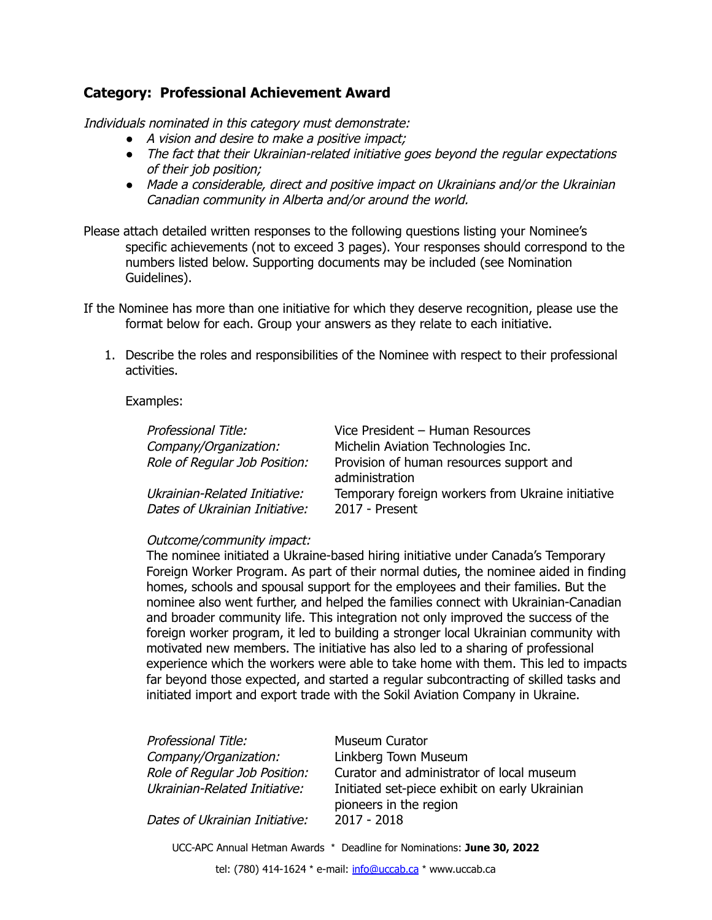## Category: Professional Achievement Award

*Individuals nominated in this category must demonstrate:*

- *A vision and desire to make a positive impact;*
- *The fact that their Ukrainian-related initiative goes beyond the regular expectations of their job position;*
- *Made a considerable, direct and positive impact on Ukrainians and/or the Ukrainian Canadian community in Alberta and/or around the world.*

Please attach detailed written responses to the following questions listing your Nominee's specific achievements (not to exceed 3 pages). Your responses should correspond to the numbers listed below. Supporting documents may be included (see Nomination Guidelines).

If the Nominee has more than one initiative for which they deserve recognition, please use the format below for each. Group your answers as they relate to each initiative.

1. Describe the roles and responsibilities of the Nominee with respect to their professional activities.

   Examples:

   | | |
   |---|---|
   | *Professional Title:* | Vice President – Human Resources |
   | *Company/Organization:* | Michelin Aviation Technologies Inc. |
   | *Role of Regular Job Position:* | Provision of human resources support and administration |
   | *Ukrainian-Related Initiative:* | Temporary foreign workers from Ukraine initiative |
   | *Dates of Ukrainian Initiative:* | 2017 - Present |

   *Outcome/community impact:*
   The nominee initiated a Ukraine-based hiring initiative under Canada's Temporary Foreign Worker Program. As part of their normal duties, the nominee aided in finding homes, schools and spousal support for the employees and their families. But the nominee also went further, and helped the families connect with Ukrainian-Canadian and broader community life. This integration not only improved the success of the foreign worker program, it led to building a stronger local Ukrainian community with motivated new members. The initiative has also led to a sharing of professional experience which the workers were able to take home with them. This led to impacts far beyond those expected, and started a regular subcontracting of skilled tasks and initiated import and export trade with the Sokil Aviation Company in Ukraine.

   | | |
   |---|---|
   | *Professional Title:* | Museum Curator |
   | *Company/Organization:* | Linkberg Town Museum |
   | *Role of Regular Job Position:* | Curator and administrator of local museum |
   | *Ukrainian-Related Initiative:* | Initiated set-piece exhibit on early Ukrainian pioneers in the region |
   | *Dates of Ukrainian Initiative:* | 2017 - 2018 |

UCC-APC Annual Hetman Awards * Deadline for Nominations: **June 30, 2022**

tel: (780) 414-1624 * e-mail: info@uccab.ca * www.uccab.ca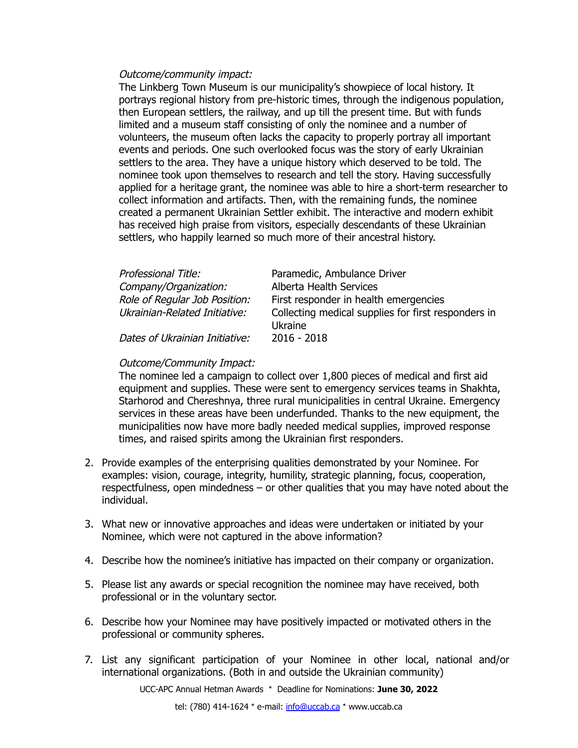*Outcome/community impact:*

The Linkberg Town Museum is our municipality's showpiece of local history. It portrays regional history from pre-historic times, through the indigenous population, then European settlers, the railway, and up till the present time. But with funds limited and a museum staff consisting of only the nominee and a number of volunteers, the museum often lacks the capacity to properly portray all important events and periods. One such overlooked focus was the story of early Ukrainian settlers to the area. They have a unique history which deserved to be told. The nominee took upon themselves to research and tell the story. Having successfully applied for a heritage grant, the nominee was able to hire a short-term researcher to collect information and artifacts. Then, with the remaining funds, the nominee created a permanent Ukrainian Settler exhibit. The interactive and modern exhibit has received high praise from visitors, especially descendants of these Ukrainian settlers, who happily learned so much more of their ancestral history.

| | |
|---|---|
| *Professional Title:* | Paramedic, Ambulance Driver |
| *Company/Organization:* | Alberta Health Services |
| *Role of Regular Job Position:* | First responder in health emergencies |
| *Ukrainian-Related Initiative:* | Collecting medical supplies for first responders in Ukraine |
| *Dates of Ukrainian Initiative:* | 2016 - 2018 |

*Outcome/Community Impact:*

The nominee led a campaign to collect over 1,800 pieces of medical and first aid equipment and supplies. These were sent to emergency services teams in Shakhta, Starhorod and Chereshnya, three rural municipalities in central Ukraine. Emergency services in these areas have been underfunded. Thanks to the new equipment, the municipalities now have more badly needed medical supplies, improved response times, and raised spirits among the Ukrainian first responders.

2. Provide examples of the enterprising qualities demonstrated by your Nominee. For examples: vision, courage, integrity, humility, strategic planning, focus, cooperation, respectfulness, open mindedness – or other qualities that you may have noted about the individual.

3. What new or innovative approaches and ideas were undertaken or initiated by your Nominee, which were not captured in the above information?

4. Describe how the nominee's initiative has impacted on their company or organization.

5. Please list any awards or special recognition the nominee may have received, both professional or in the voluntary sector.

6. Describe how your Nominee may have positively impacted or motivated others in the professional or community spheres.

7. List any significant participation of your Nominee in other local, national and/or international organizations. (Both in and outside the Ukrainian community)

UCC-APC Annual Hetman Awards * Deadline for Nominations: **June 30, 2022**

tel: (780) 414-1624 * e-mail: info@uccab.ca * www.uccab.ca